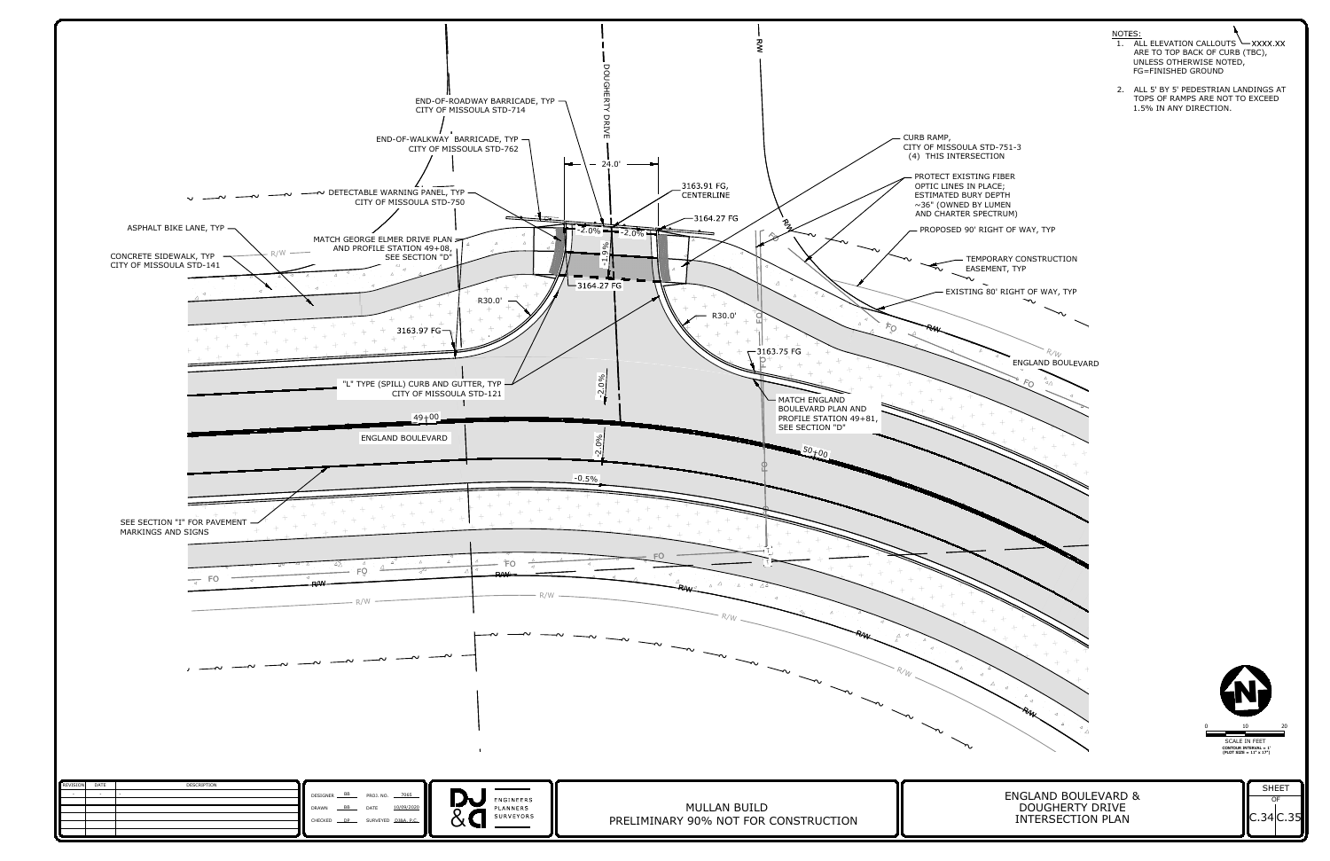## NOTES:

1. ALL ELEVATION CALLOUTS XXXX.XX ARE TO TOP BACK OF CURB (TBC), UNLESS OTHERWISE NOTED, FG=FINISHED GROUND
2. ALL 5' BY 5' PEDESTRIAN LANDINGS AT TOPS OF RAMPS ARE NOT TO EXCEED 1.5% IN ANY DIRECTION.

DOUGHERTY DRIVE

R/W

END-OF-ROADWAY BARRICADE, TYP CITY OF MISSOULA STD-714

END-OF-WALKWAY BARRICADE, TYP CITY OF MISSOULA STD-762

24.0'

DETECTABLE WARNING PANEL, TYP CITY OF MISSOULA STD-750

3163.91 FG, CENTERLINE

3164.27 FG

ASPHALT BIKE LANE, TYP

CONCRETE SIDEWALK, TYP CITY OF MISSOULA STD-141

MATCH GEORGE ELMER DRIVE PLAN AND PROFILE STATION 49+08, SEE SECTION "D"

-2.0% -2.0% -1.9%

3164.27 FG

R30.0'

R30.0'

3163.97 FG

3163.75 FG

"L" TYPE (SPILL) CURB AND GUTTER, TYP CITY OF MISSOULA STD-121

MATCH ENGLAND BOULEVARD PLAN AND PROFILE STATION 49+81, SEE SECTION "D"

-2.0%

49+00

ENGLAND BOULEVARD

-2.0%

50+00

-0.5%

SEE SECTION "I" FOR PAVEMENT MARKINGS AND SIGNS

CURB RAMP, CITY OF MISSOULA STD-751-3 (4) THIS INTERSECTION

PROTECT EXISTING FIBER OPTIC LINES IN PLACE; ESTIMATED BURY DEPTH ~36" (OWNED BY LUMEN AND CHARTER SPECTRUM)

PROPOSED 90' RIGHT OF WAY, TYP

TEMPORARY CONSTRUCTION EASEMENT, TYP

EXISTING 80' RIGHT OF WAY, TYP

ENGLAND BOULEVARD

FO

R/W

0 10 20

SCALE IN FEET

CONTOUR INTERVAL = 1'

(PLOT SIZE = 11" x 17")

| REVISION | DATE | DESCRIPTION |
|---|---|---|
| | | |

| | | | |
|---|---|---|---|
| DESIGNER | BB | PROJ. NO. | 7065 |
| DRAWN | BB | DATE | 10/09/2020 |
| CHECKED | DF | SURVEYED | DJ&A, P.C. |

DJ&A ENGINEERS PLANNERS SURVEYORS

MULLAN BUILD

PRELIMINARY 90% NOT FOR CONSTRUCTION

ENGLAND BOULEVARD & DOUGHERTY DRIVE INTERSECTION PLAN

SHEET C.34 OF C.35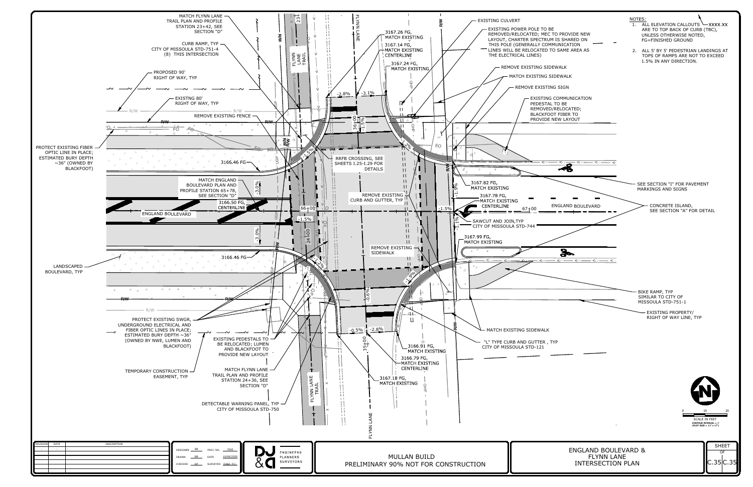NOTES:

1. ALL ELEVATION CALLOUTS XXXX.XX ARE TO TOP BACK OF CURB (TBC), UNLESS OTHERWISE NOTED, FG=FINISHED GROUND
2. ALL 5' BY 5' PEDESTRIAN LANDINGS AT TOPS OF RAMPS ARE NOT TO EXCEED 1.5% IN ANY DIRECTION.

MATCH FLYNN LANE TRAIL PLAN AND PROFILE STATION 23+42, SEE SECTION "D"

CURB RAMP, TYP CITY OF MISSOULA STD-751-4 (8) THIS INTERSECTION

PROPOSED 90' RIGHT OF WAY, TYP

EXISTNG 80' RIGHT OF WAY, TYP

REMOVE EXISTING FENCE

PROTECT EXISTING FIBER OPTIC LINE IN PLACE; ESTIMATED BURY DEPTH ~36" (OWNED BY BLACKFOOT)

3166.46 FG

MATCH ENGLAND BOULEVARD PLAN AND PROFILE STATION 65+78, SEE SECTION "D"

3166.50 FG, CENTERLINE

ENGLAND BOULEVARD

3166.46 FG

LANDSCAPED BOULEVARD, TYP

PROTECT EXISTING SWGR, UNDERGROUND ELECTRICAL AND FIBER OPTIC LINES IN PLACE; ESTIMATED BURY DEPTH ~36" (OWNED BY NWE, LUMEN AND BLACKFOOT)

EXISTING PEDESTALS TO BE RELOCATED; LUMEN AND BLACKFOOT TO PROVIDE NEW LAYOUT

TEMPORARY CONSTRUCTION EASEMENT, TYP

MATCH FLYNN LANE TRAIL PLAN AND PROFILE STATION 24+36, SEE SECTION "D"

DETECTABLE WARNING PANEL, TYP CITY OF MISSOULA STD-750

FLYNN LANE TRAIL

FLYNN LANE

3167.26 FG, MATCH EXISTING

3167.14 FG, MATCH EXISTING CENTERLINE

3167.24 FG, MATCH EXISTING

RRFB CROSSING, SEE SHEETS I.25-I.29 FOR DETAILS

REMOVE EXISTING CURB AND GUTTER, TYP

REMOVE EXISTING SIDEWALK

36+00

66+00

24+00

67+00

35+00

-2.8% -3.1% -1.5% -1.5% -3.0% -1.5% -3.0% -1.2% -1.9% -1.5% -1.1% -1.2% -1.9% -0.6% -0.5% -2.8%

EXISTING CULVERT

EXISTING POWER POLE TO BE REMOVED/RELOCATED; MEC TO PROVIDE NEW LAYOUT, CHARTER SPECTRUM IS SHARED ON THIS POLE (GENERALLY COMMUNICATION LINES WILL BE RELOCATED TO SAME AREA AS THE ELECTRICAL LINES)

REMOVE EXISTING SIDEWALK

MATCH EXISTING SIDEWALK

REMOVE EXISTING SIGN

EXISTING COMMUNICATION PEDESTAL TO BE REMOVED/RELOCATED; BLACKFOOT FIBER TO PROVIDE NEW LAYOUT

3167.82 FG, MATCH EXISTING

3167.78 FG, MATCH EXISTING CENTERLINE

SAWCUT AND JOIN,TYP CITY OF MISSOULA STD-744

3167.99 FG, MATCH EXISTING

SEE SECTION "I" FOR PAVEMENT MARKINGS AND SIGNS

CONCRETE ISLAND, SEE SECTION "A" FOR DETAIL

BIKE RAMP, TYP SIMILAR TO CITY OF MISSOULA STD-751-1

EXISTING PROPERTY/ RIGHT OF WAY LINE, TYP

MATCH EXISTING SIDEWALK

"L" TYPE CURB AND GUTTER , TYP CITY OF MISSOULA STD-121

3166.91 FG, MATCH EXISTING

3166.79 FG, MATCH EXISTING CENTERLINE

3167.18 FG, MATCH EXISTING

0 10 20

SCALE IN FEET

CONTOUR INTERVAL = 1'
(PLOT SIZE = 11" x 17")

| REVISION | DATE | DESCRIPTION |
| --- | --- | --- |
| | | |

DESIGNER BB PROJ. NO. 7065

DRAWN BB DATE 10/09/2020

CHECKED DF SURVEYED DJ&A, P.C.

DJ&A ENGINEERS PLANNERS SURVEYORS

MULLAN BUILD
PRELIMINARY 90% NOT FOR CONSTRUCTION

ENGLAND BOULEVARD & FLYNN LANE INTERSECTION PLAN

SHEET C.35 OF C.35